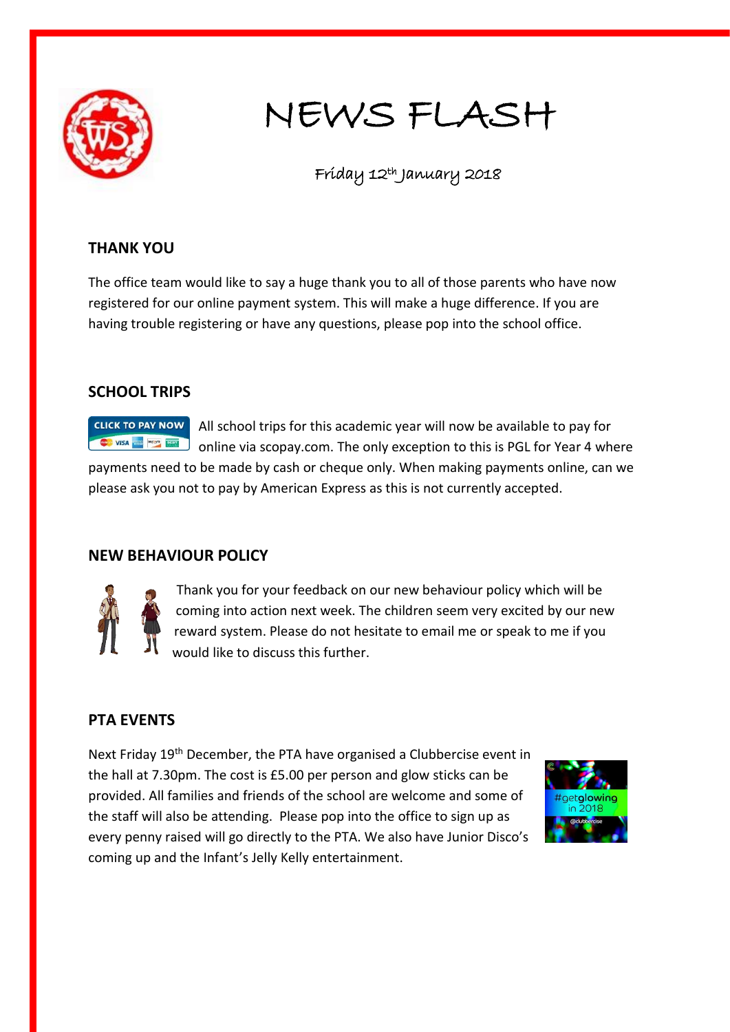# NEWS FLASH

Friday 12th January 2018

## THANK YOU

The office team would like to say a huge thank you to all of those parents who have now registered for our online payment system. This will make a huge difference. If you are having trouble registering or have any questions, please pop into the school office.

## SCHOOL TRIPS

All school trips for this academic year will now be available to pay for online via scopay.com. The only exception to this is PGL for Year 4 where payments need to be made by cash or cheque only. When making payments online, can we please ask you not to pay by American Express as this is not currently accepted.

## NEW BEHAVIOUR POLICY

Thank you for your feedback on our new behaviour policy which will be coming into action next week. The children seem very excited by our new reward system. Please do not hesitate to email me or speak to me if you would like to discuss this further.

## PTA EVENTS

Next Friday 19th December, the PTA have organised a Clubbercise event in the hall at 7.30pm. The cost is £5.00 per person and glow sticks can be provided. All families and friends of the school are welcome and some of the staff will also be attending. Please pop into the office to sign up as every penny raised will go directly to the PTA. We also have Junior Disco's coming up and the Infant's Jelly Kelly entertainment.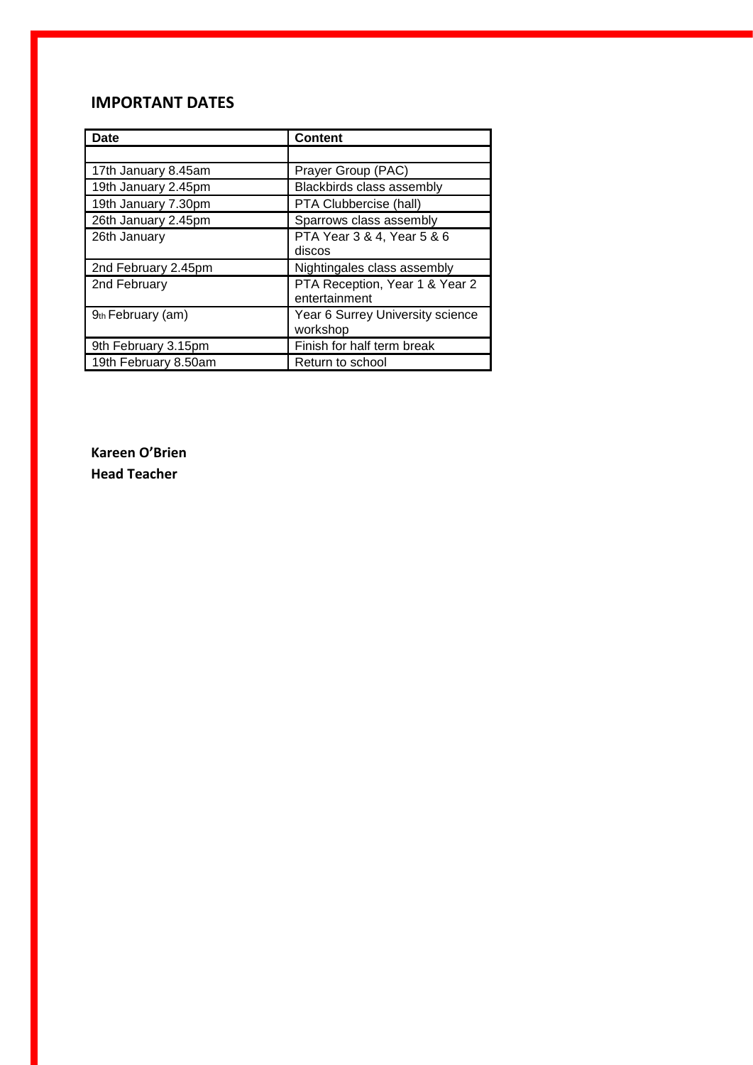## IMPORTANT DATES

| Date | Content |
|---|---|
| | |
| 17th January 8.45am | Prayer Group (PAC) |
| 19th January 2.45pm | Blackbirds class assembly |
| 19th January 7.30pm | PTA Clubbercise (hall) |
| 26th January 2.45pm | Sparrows class assembly |
| 26th January | PTA Year 3 & 4, Year 5 & 6 discos |
| 2nd February 2.45pm | Nightingales class assembly |
| 2nd February | PTA Reception, Year 1 & Year 2 entertainment |
| 9th February (am) | Year 6 Surrey University science workshop |
| 9th February 3.15pm | Finish for half term break |
| 19th February 8.50am | Return to school |

**Kareen O'Brien**
**Head Teacher**